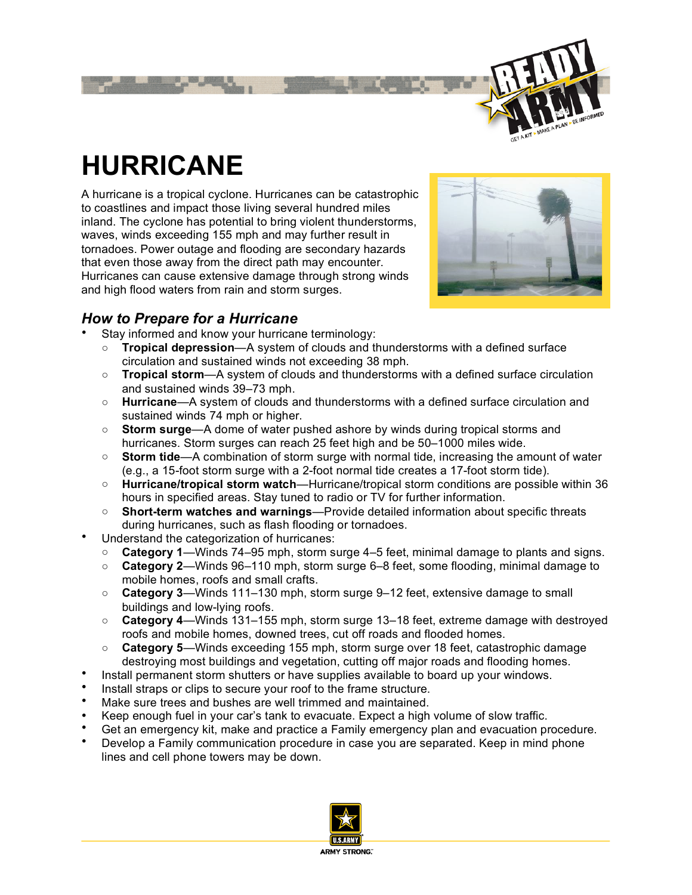# HURRICANE

A hurricane is a tropical cyclone. Hurricanes can be catastrophic to coastlines and impact those living several hundred miles inland. The cyclone has potential to bring violent thunderstorms, waves, winds exceeding 155 mph and may further result in tornadoes. Power outage and flooding are secondary hazards that even those away from the direct path may encounter. Hurricanes can cause extensive damage through strong winds and high flood waters from rain and storm surges.

## *How to Prepare for a Hurricane*

- Stay informed and know your hurricane terminology:
  - **Tropical depression**—A system of clouds and thunderstorms with a defined surface circulation and sustained winds not exceeding 38 mph.
  - **Tropical storm**—A system of clouds and thunderstorms with a defined surface circulation and sustained winds 39–73 mph.
  - **Hurricane**—A system of clouds and thunderstorms with a defined surface circulation and sustained winds 74 mph or higher.
  - **Storm surge**—A dome of water pushed ashore by winds during tropical storms and hurricanes. Storm surges can reach 25 feet high and be 50–1000 miles wide.
  - **Storm tide**—A combination of storm surge with normal tide, increasing the amount of water (e.g., a 15-foot storm surge with a 2-foot normal tide creates a 17-foot storm tide).
  - **Hurricane/tropical storm watch**—Hurricane/tropical storm conditions are possible within 36 hours in specified areas. Stay tuned to radio or TV for further information.
  - **Short-term watches and warnings**—Provide detailed information about specific threats during hurricanes, such as flash flooding or tornadoes.
- Understand the categorization of hurricanes:
  - **Category 1**—Winds 74–95 mph, storm surge 4–5 feet, minimal damage to plants and signs.
  - **Category 2**—Winds 96–110 mph, storm surge 6–8 feet, some flooding, minimal damage to mobile homes, roofs and small crafts.
  - **Category 3**—Winds 111–130 mph, storm surge 9–12 feet, extensive damage to small buildings and low-lying roofs.
  - **Category 4**—Winds 131–155 mph, storm surge 13–18 feet, extreme damage with destroyed roofs and mobile homes, downed trees, cut off roads and flooded homes.
  - **Category 5**—Winds exceeding 155 mph, storm surge over 18 feet, catastrophic damage destroying most buildings and vegetation, cutting off major roads and flooding homes.
- Install permanent storm shutters or have supplies available to board up your windows.
- Install straps or clips to secure your roof to the frame structure.
- Make sure trees and bushes are well trimmed and maintained.
- Keep enough fuel in your car's tank to evacuate. Expect a high volume of slow traffic.
- Get an emergency kit, make and practice a Family emergency plan and evacuation procedure.
- Develop a Family communication procedure in case you are separated. Keep in mind phone lines and cell phone towers may be down.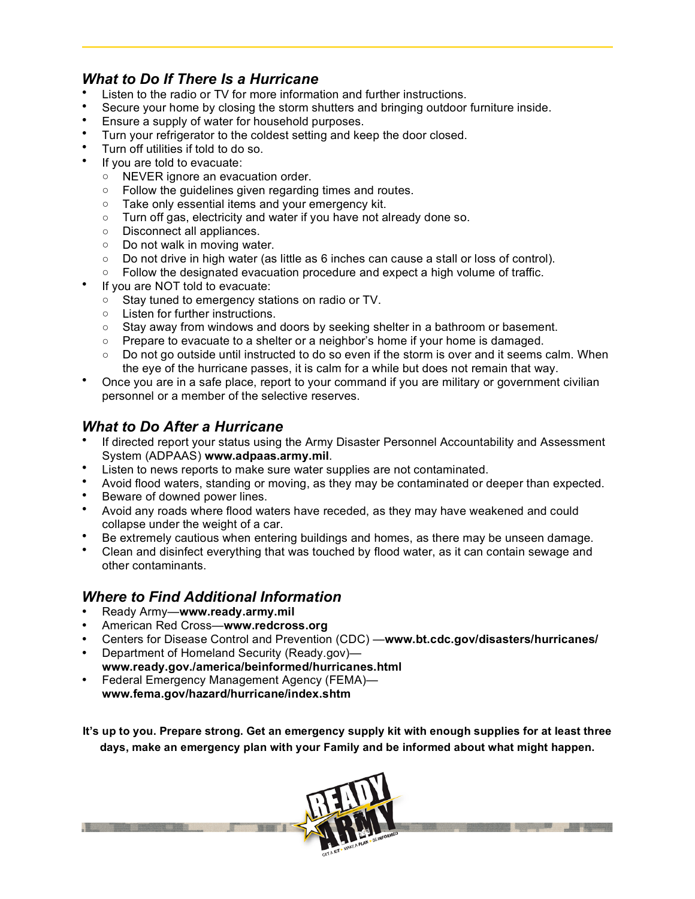## *What to Do If There Is a Hurricane*

- Listen to the radio or TV for more information and further instructions.
- Secure your home by closing the storm shutters and bringing outdoor furniture inside.
- Ensure a supply of water for household purposes.
- Turn your refrigerator to the coldest setting and keep the door closed.
- Turn off utilities if told to do so.
- If you are told to evacuate:
  - NEVER ignore an evacuation order.
  - Follow the guidelines given regarding times and routes.
  - Take only essential items and your emergency kit.
  - Turn off gas, electricity and water if you have not already done so.
  - Disconnect all appliances.
  - Do not walk in moving water.
  - Do not drive in high water (as little as 6 inches can cause a stall or loss of control).
  - Follow the designated evacuation procedure and expect a high volume of traffic.
- If you are NOT told to evacuate:
  - Stay tuned to emergency stations on radio or TV.
  - Listen for further instructions.
  - Stay away from windows and doors by seeking shelter in a bathroom or basement.
  - Prepare to evacuate to a shelter or a neighbor's home if your home is damaged.
  - Do not go outside until instructed to do so even if the storm is over and it seems calm. When the eye of the hurricane passes, it is calm for a while but does not remain that way.
- Once you are in a safe place, report to your command if you are military or government civilian personnel or a member of the selective reserves.

## *What to Do After a Hurricane*

- If directed report your status using the Army Disaster Personnel Accountability and Assessment System (ADPAAS) **www.adpaas.army.mil**.
- Listen to news reports to make sure water supplies are not contaminated.
- Avoid flood waters, standing or moving, as they may be contaminated or deeper than expected.
- Beware of downed power lines.
- Avoid any roads where flood waters have receded, as they may have weakened and could collapse under the weight of a car.
- Be extremely cautious when entering buildings and homes, as there may be unseen damage.
- Clean and disinfect everything that was touched by flood water, as it can contain sewage and other contaminants.

## *Where to Find Additional Information*

- Ready Army—**www.ready.army.mil**
- American Red Cross—**www.redcross.org**
- Centers for Disease Control and Prevention (CDC) —**www.bt.cdc.gov/disasters/hurricanes/**
- Department of Homeland Security (Ready.gov)—**www.ready.gov./america/beinformed/hurricanes.html**
- Federal Emergency Management Agency (FEMA)—**www.fema.gov/hazard/hurricane/index.shtm**

**It's up to you. Prepare strong. Get an emergency supply kit with enough supplies for at least three days, make an emergency plan with your Family and be informed about what might happen.**